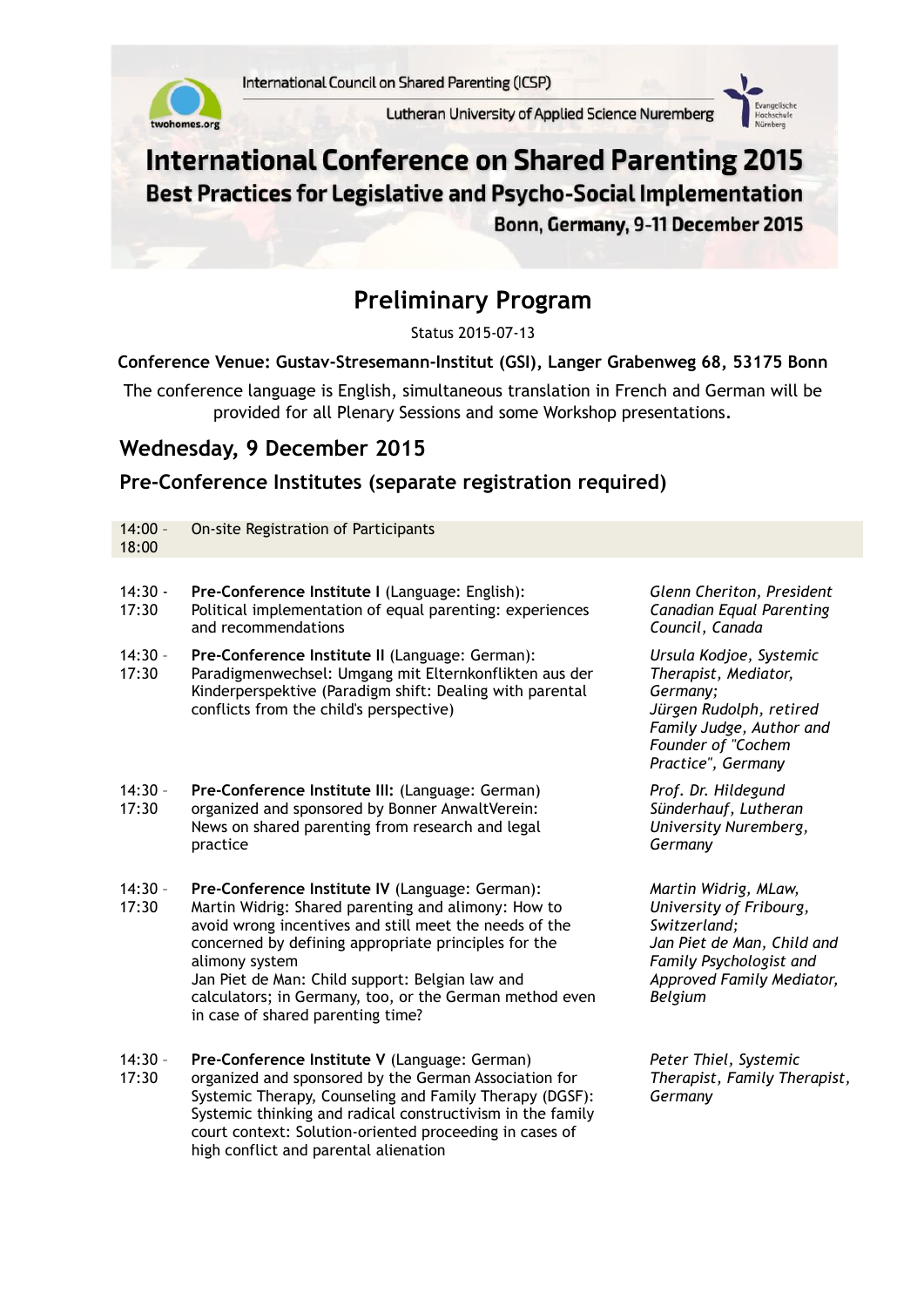International Council on Shared Parenting (ICSP)

Lutheran University of Applied Science Nuremberg

# International Conference on Shared Parenting 2015

## Best Practices for Legislative and Psycho-Social Implementation

**Bonn, Germany, 9-11 December 2015**

# Preliminary Program

Status 2015-07-13

**Conference Venue: Gustav-Stresemann-Institut (GSI), Langer Grabenweg 68, 53175 Bonn**

The conference language is English, simultaneous translation in French and German will be provided for all Plenary Sessions and some Workshop presentations.

## Wednesday, 9 December 2015

### Pre-Conference Institutes (separate registration required)

| Time | Session | Speaker(s) |
|---|---|---|
| 14:00 – 18:00 | On-site Registration of Participants | |
| 14:30 - 17:30 | **Pre-Conference Institute I** (Language: English): Political implementation of equal parenting: experiences and recommendations | *Glenn Cheriton, President Canadian Equal Parenting Council, Canada* |
| 14:30 – 17:30 | **Pre-Conference Institute II** (Language: German): Paradigmenwechsel: Umgang mit Elternkonflikten aus der Kinderperspektive (Paradigm shift: Dealing with parental conflicts from the child's perspective) | *Ursula Kodjoe, Systemic Therapist, Mediator, Germany; Jürgen Rudolph, retired Family Judge, Author and Founder of "Cochem Practice", Germany* |
| 14:30 – 17:30 | **Pre-Conference Institute III:** (Language: German) organized and sponsored by Bonner AnwaltVerein: News on shared parenting from research and legal practice | *Prof. Dr. Hildegund Sünderhauf, Lutheran University Nuremberg, Germany* |
| 14:30 – 17:30 | **Pre-Conference Institute IV** (Language: German): Martin Widrig: Shared parenting and alimony: How to avoid wrong incentives and still meet the needs of the concerned by defining appropriate principles for the alimony system<br>Jan Piet de Man: Child support: Belgian law and calculators; in Germany, too, or the German method even in case of shared parenting time? | *Martin Widrig, MLaw, University of Fribourg, Switzerland; Jan Piet de Man, Child and Family Psychologist and Approved Family Mediator, Belgium* |
| 14:30 – 17:30 | **Pre-Conference Institute V** (Language: German) organized and sponsored by the German Association for Systemic Therapy, Counseling and Family Therapy (DGSF): Systemic thinking and radical constructivism in the family court context: Solution-oriented proceeding in cases of high conflict and parental alienation | *Peter Thiel, Systemic Therapist, Family Therapist, Germany* |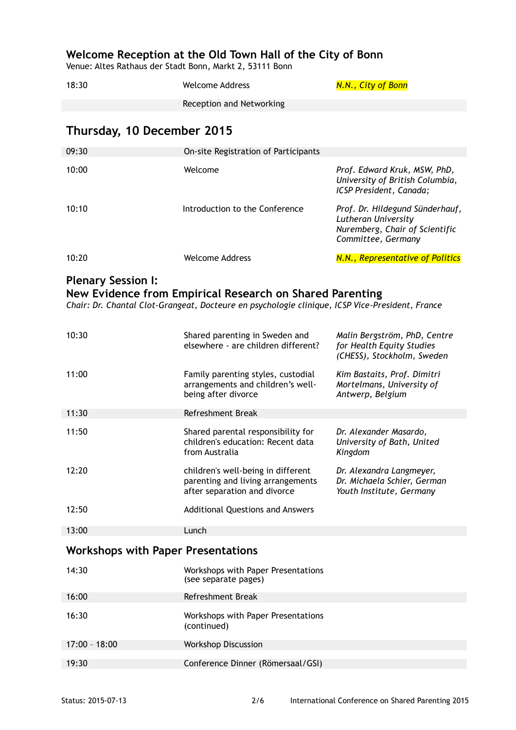## Welcome Reception at the Old Town Hall of the City of Bonn

Venue: Altes Rathaus der Stadt Bonn, Markt 2, 53111 Bonn

| | | |
|---|---|---|
| 18:30 | Welcome Address | *N.N., City of Bonn* |
| | Reception and Networking | |

## Thursday, 10 December 2015

| | | |
|---|---|---|
| 09:30 | On-site Registration of Participants | |
| 10:00 | Welcome | *Prof. Edward Kruk, MSW, PhD, University of British Columbia, ICSP President, Canada;* |
| 10:10 | Introduction to the Conference | *Prof. Dr. Hildegund Sünderhauf, Lutheran University Nuremberg, Chair of Scientific Committee, Germany* |
| 10:20 | Welcome Address | *N.N., Representative of Politics* |

### Plenary Session I: New Evidence from Empirical Research on Shared Parenting

*Chair: Dr. Chantal Clot-Grangeat, Docteure en psychologie clinique, ICSP Vice-President, France*

| | | |
|---|---|---|
| 10:30 | Shared parenting in Sweden and elsewhere - are children different? | *Malin Bergström, PhD, Centre for Health Equity Studies (CHESS), Stockholm, Sweden* |
| 11:00 | Family parenting styles, custodial arrangements and children's well-being after divorce | *Kim Bastaits, Prof. Dimitri Mortelmans, University of Antwerp, Belgium* |
| 11:30 | Refreshment Break | |
| 11:50 | Shared parental responsibility for children's education: Recent data from Australia | *Dr. Alexander Masardo, University of Bath, United Kingdom* |
| 12:20 | children's well-being in different parenting and living arrangements after separation and divorce | *Dr. Alexandra Langmeyer, Dr. Michaela Schier, German Youth Institute, Germany* |
| 12:50 | Additional Questions and Answers | |
| 13:00 | Lunch | |

### Workshops with Paper Presentations

| | | |
|---|---|---|
| 14:30 | Workshops with Paper Presentations (see separate pages) | |
| 16:00 | Refreshment Break | |
| 16:30 | Workshops with Paper Presentations (continued) | |
| 17:00 - 18:00 | Workshop Discussion | |
| 19:30 | Conference Dinner (Römersaal/GSI) | |

Status: 2015-07-13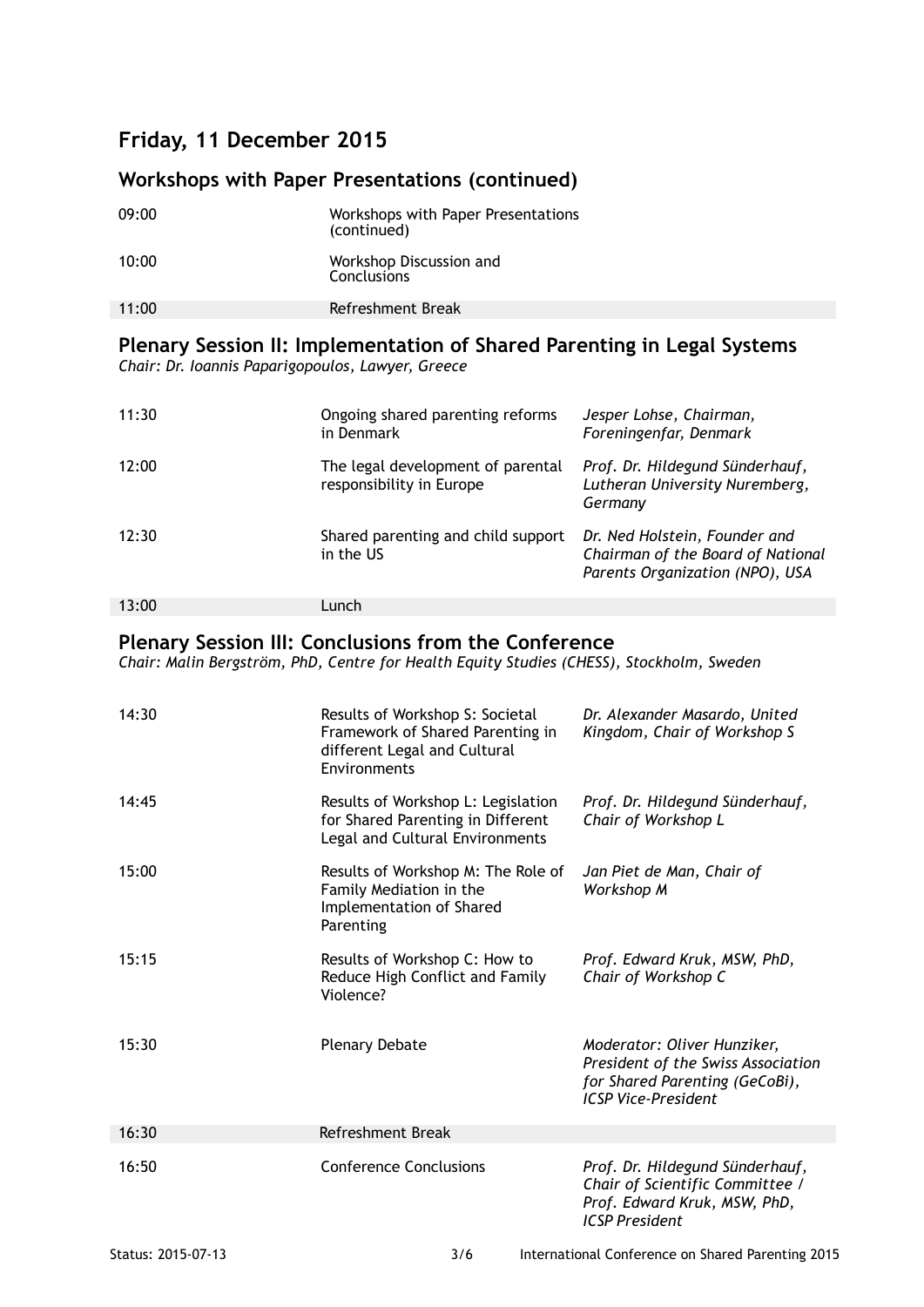## Friday, 11 December 2015

### Workshops with Paper Presentations (continued)

| | | |
|---|---|---|
| 09:00 | Workshops with Paper Presentations (continued) | |
| 10:00 | Workshop Discussion and Conclusions | |
| 11:00 | Refreshment Break | |

### Plenary Session II: Implementation of Shared Parenting in Legal Systems

*Chair: Dr. Ioannis Paparigopoulos, Lawyer, Greece*

| | | |
|---|---|---|
| 11:30 | Ongoing shared parenting reforms in Denmark | *Jesper Lohse, Chairman, Foreningenfar, Denmark* |
| 12:00 | The legal development of parental responsibility in Europe | *Prof. Dr. Hildegund Sünderhauf, Lutheran University Nuremberg, Germany* |
| 12:30 | Shared parenting and child support in the US | *Dr. Ned Holstein, Founder and Chairman of the Board of National Parents Organization (NPO), USA* |
| 13:00 | Lunch | |

### Plenary Session III: Conclusions from the Conference

*Chair: Malin Bergström, PhD, Centre for Health Equity Studies (CHESS), Stockholm, Sweden*

| | | |
|---|---|---|
| 14:30 | Results of Workshop S: Societal Framework of Shared Parenting in different Legal and Cultural Environments | *Dr. Alexander Masardo, United Kingdom, Chair of Workshop S* |
| 14:45 | Results of Workshop L: Legislation for Shared Parenting in Different Legal and Cultural Environments | *Prof. Dr. Hildegund Sünderhauf, Chair of Workshop L* |
| 15:00 | Results of Workshop M: The Role of Family Mediation in the Implementation of Shared Parenting | *Jan Piet de Man, Chair of Workshop M* |
| 15:15 | Results of Workshop C: How to Reduce High Conflict and Family Violence? | *Prof. Edward Kruk, MSW, PhD, Chair of Workshop C* |
| 15:30 | Plenary Debate | *Moderator: Oliver Hunziker, President of the Swiss Association for Shared Parenting (GeCoBi), ICSP Vice-President* |
| 16:30 | Refreshment Break | |
| 16:50 | Conference Conclusions | *Prof. Dr. Hildegund Sünderhauf, Chair of Scientific Committee / Prof. Edward Kruk, MSW, PhD, ICSP President* |

Status: 2015-07-13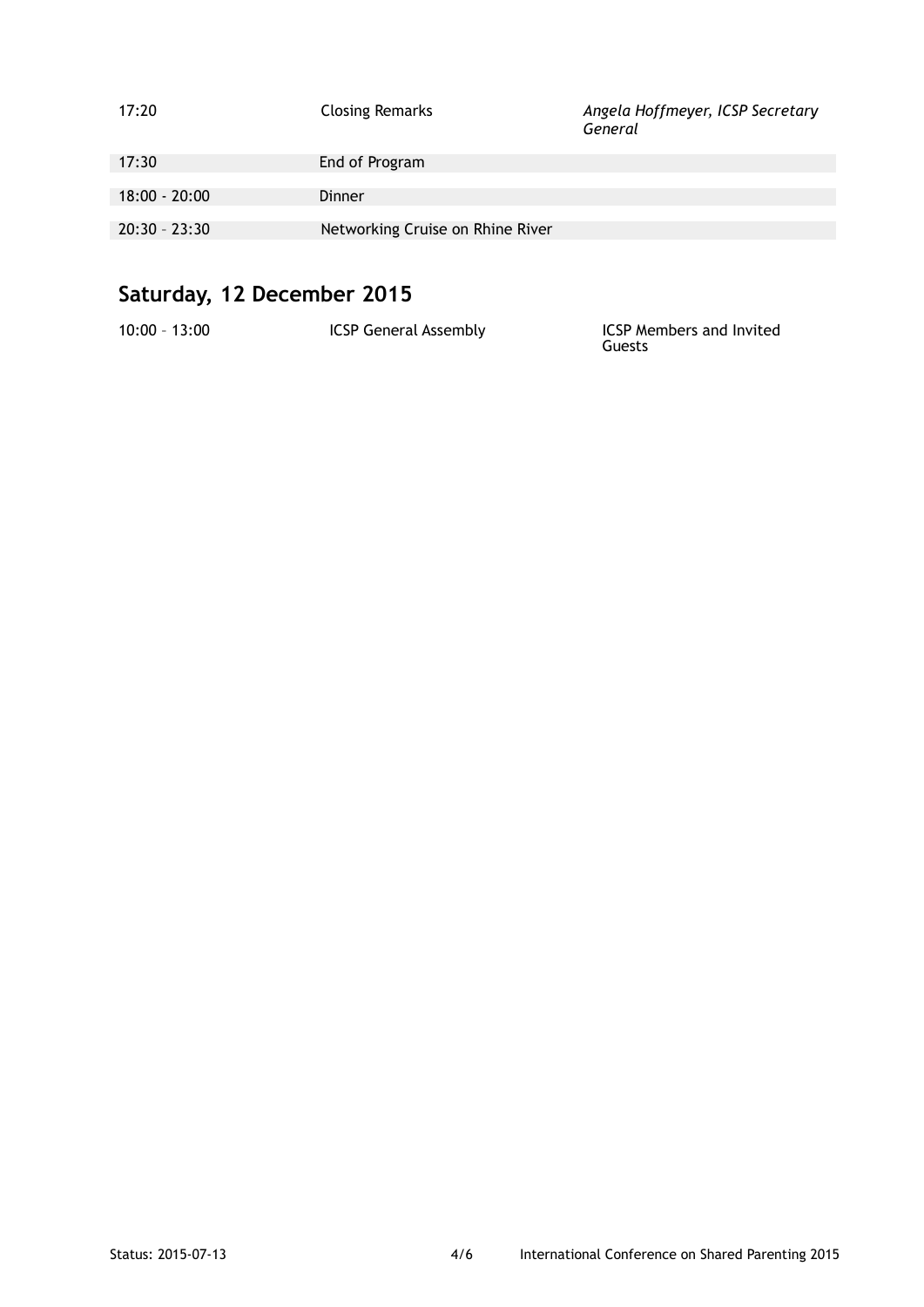| | | |
|---|---|---|
| 17:20 | Closing Remarks | *Angela Hoffmeyer, ICSP Secretary General* |
| 17:30 | End of Program | |
| 18:00 - 20:00 | Dinner | |
| 20:30 – 23:30 | Networking Cruise on Rhine River | |

## Saturday, 12 December 2015

| | | |
|---|---|---|
| 10:00 – 13:00 | ICSP General Assembly | ICSP Members and Invited Guests |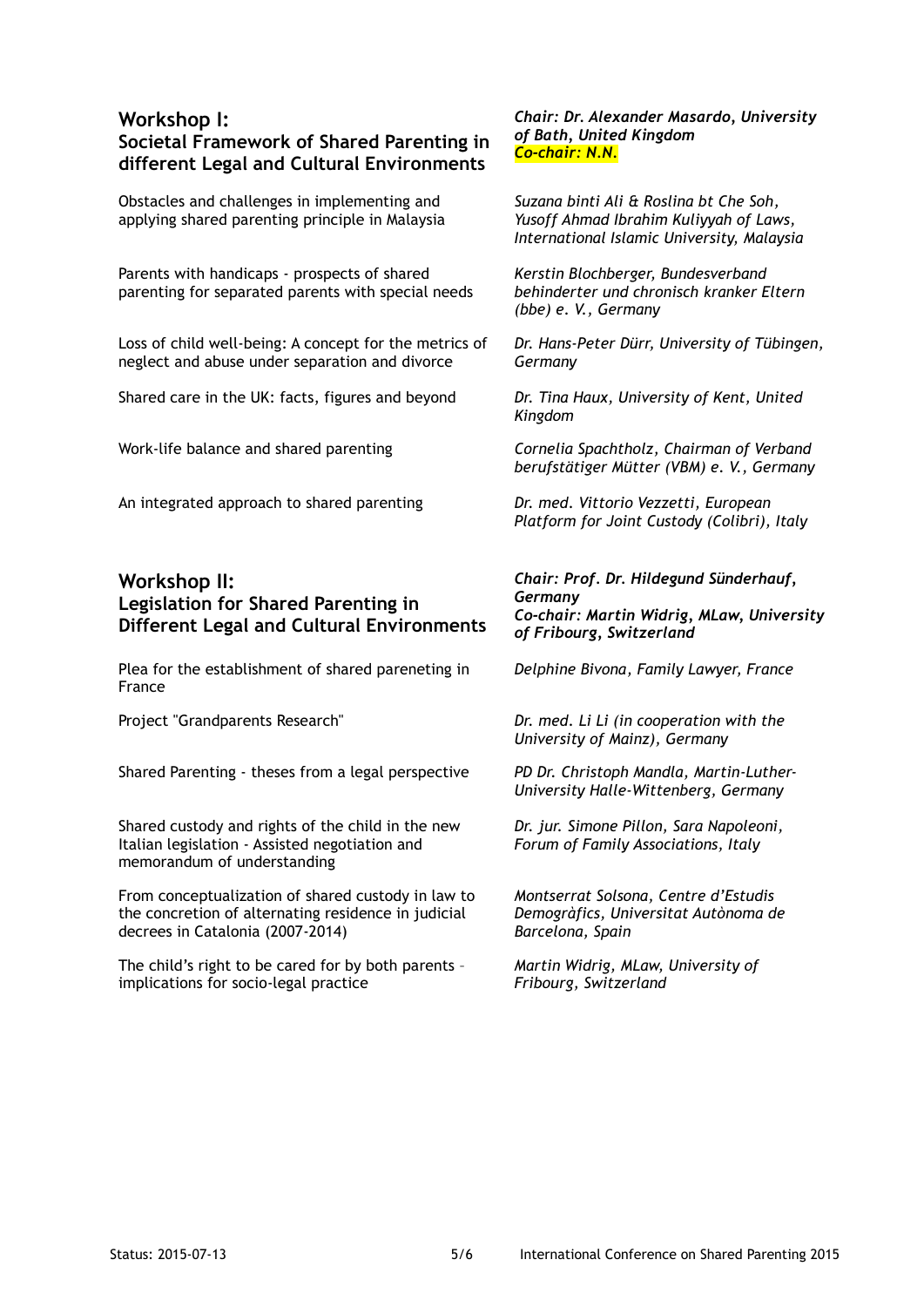## Workshop I: Societal Framework of Shared Parenting in different Legal and Cultural Environments

***Chair: Dr. Alexander Masardo, University of Bath, United Kingdom***
***Co-chair: N.N.***

Obstacles and challenges in implementing and applying shared parenting principle in Malaysia
*Suzana binti Ali & Roslina bt Che Soh, Yusoff Ahmad Ibrahim Kuliyyah of Laws, International Islamic University, Malaysia*

Parents with handicaps - prospects of shared parenting for separated parents with special needs
*Kerstin Blochberger, Bundesverband behinderter und chronisch kranker Eltern (bbe) e. V., Germany*

Loss of child well-being: A concept for the metrics of neglect and abuse under separation and divorce
*Dr. Hans-Peter Dürr, University of Tübingen, Germany*

Shared care in the UK: facts, figures and beyond
*Dr. Tina Haux, University of Kent, United Kingdom*

Work-life balance and shared parenting
*Cornelia Spachtholz, Chairman of Verband berufstätiger Mütter (VBM) e. V., Germany*

An integrated approach to shared parenting
*Dr. med. Vittorio Vezzetti, European Platform for Joint Custody (Colibri), Italy*

## Workshop II: Legislation for Shared Parenting in Different Legal and Cultural Environments

***Chair: Prof. Dr. Hildegund Sünderhauf, Germany***
***Co-chair: Martin Widrig, MLaw, University of Fribourg, Switzerland***

Plea for the establishment of shared pareneting in France
*Delphine Bivona, Family Lawyer, France*

Project "Grandparents Research"
*Dr. med. Li Li (in cooperation with the University of Mainz), Germany*

Shared Parenting - theses from a legal perspective
*PD Dr. Christoph Mandla, Martin-Luther-University Halle-Wittenberg, Germany*

Shared custody and rights of the child in the new Italian legislation - Assisted negotiation and memorandum of understanding
*Dr. jur. Simone Pillon, Sara Napoleoni, Forum of Family Associations, Italy*

From conceptualization of shared custody in law to the concretion of alternating residence in judicial decrees in Catalonia (2007-2014)
*Montserrat Solsona, Centre d'Estudis Demogràfics, Universitat Autònoma de Barcelona, Spain*

The child's right to be cared for by both parents – implications for socio-legal practice
*Martin Widrig, MLaw, University of Fribourg, Switzerland*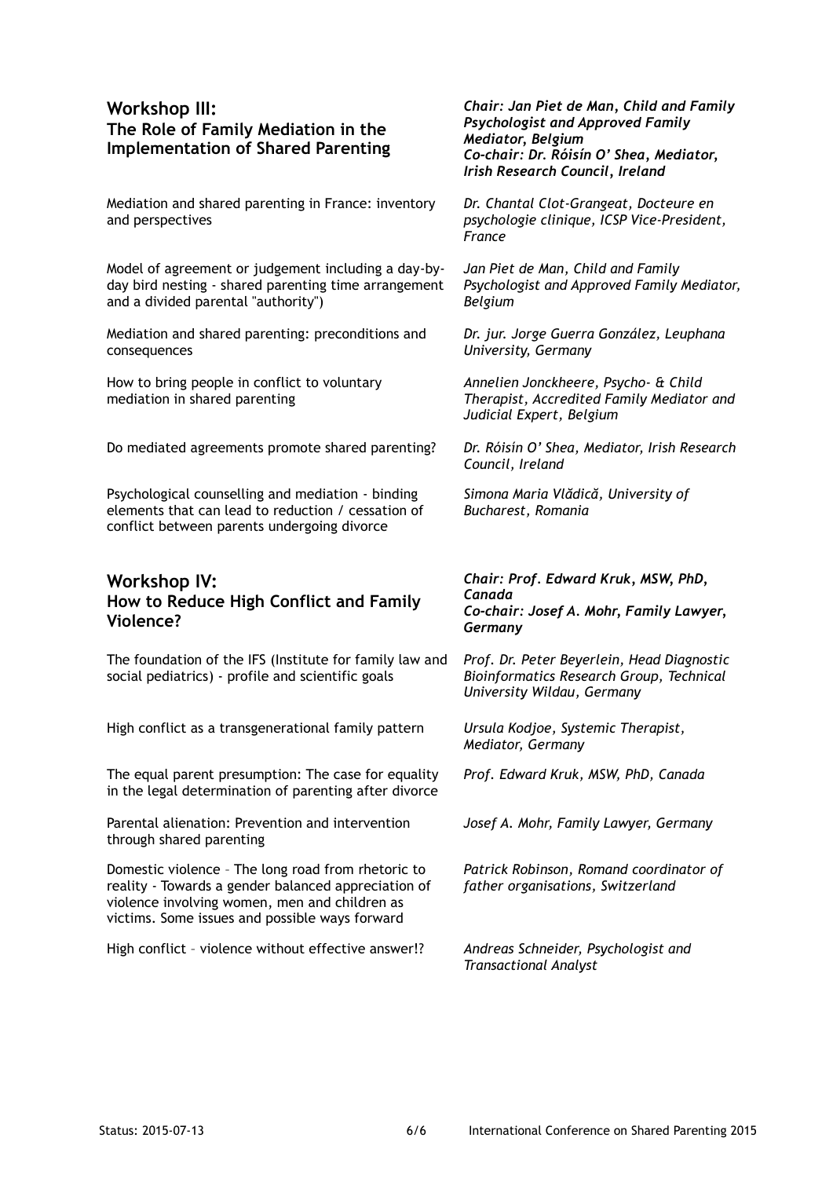## Workshop III: The Role of Family Mediation in the Implementation of Shared Parenting

***Chair: Jan Piet de Man, Child and Family Psychologist and Approved Family Mediator, Belgium***
***Co-chair: Dr. Róisín O' Shea, Mediator, Irish Research Council, Ireland***

Mediation and shared parenting in France: inventory and perspectives
*Dr. Chantal Clot-Grangeat, Docteure en psychologie clinique, ICSP Vice-President, France*

Model of agreement or judgement including a day-by-day bird nesting - shared parenting time arrangement and a divided parental "authority")
*Jan Piet de Man, Child and Family Psychologist and Approved Family Mediator, Belgium*

Mediation and shared parenting: preconditions and consequences
*Dr. jur. Jorge Guerra González, Leuphana University, Germany*

How to bring people in conflict to voluntary mediation in shared parenting
*Annelien Jonckheere, Psycho- & Child Therapist, Accredited Family Mediator and Judicial Expert, Belgium*

Do mediated agreements promote shared parenting?
*Dr. Róisín O' Shea, Mediator, Irish Research Council, Ireland*

Psychological counselling and mediation - binding elements that can lead to reduction / cessation of conflict between parents undergoing divorce
*Simona Maria Vlădică, University of Bucharest, Romania*

## Workshop IV: How to Reduce High Conflict and Family Violence?

***Chair: Prof. Edward Kruk, MSW, PhD, Canada***
***Co-chair: Josef A. Mohr, Family Lawyer, Germany***

The foundation of the IFS (Institute for family law and social pediatrics) - profile and scientific goals
*Prof. Dr. Peter Beyerlein, Head Diagnostic Bioinformatics Research Group, Technical University Wildau, Germany*

High conflict as a transgenerational family pattern
*Ursula Kodjoe, Systemic Therapist, Mediator, Germany*

The equal parent presumption: The case for equality in the legal determination of parenting after divorce
*Prof. Edward Kruk, MSW, PhD, Canada*

Parental alienation: Prevention and intervention through shared parenting
*Josef A. Mohr, Family Lawyer, Germany*

Domestic violence – The long road from rhetoric to reality - Towards a gender balanced appreciation of violence involving women, men and children as victims. Some issues and possible ways forward
*Patrick Robinson, Romand coordinator of father organisations, Switzerland*

High conflict – violence without effective answer!?
*Andreas Schneider, Psychologist and Transactional Analyst*